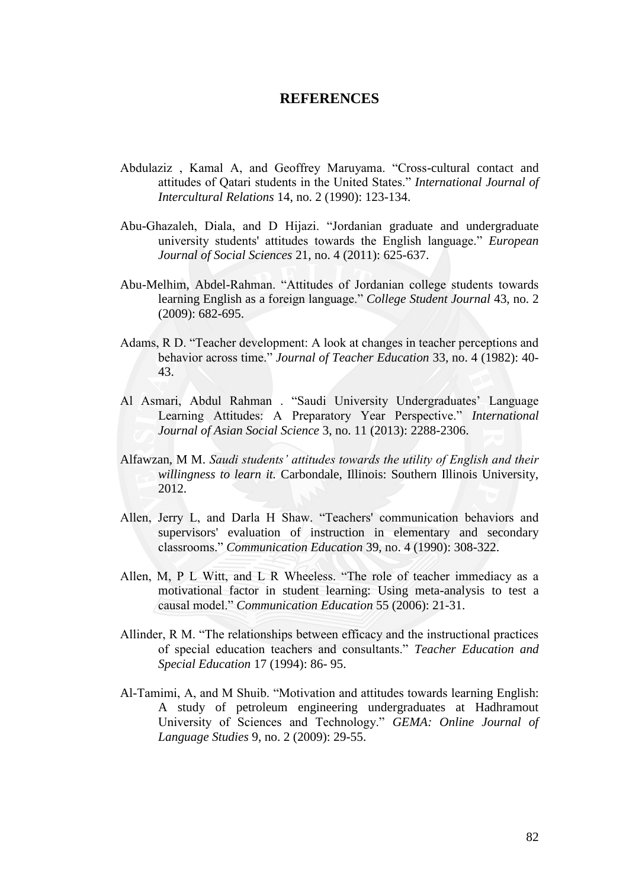# REFERENCES

Abdulaziz , Kamal A, and Geoffrey Maruyama. "Cross-cultural contact and attitudes of Qatari students in the United States." *International Journal of Intercultural Relations* 14, no. 2 (1990): 123-134.

Abu-Ghazaleh, Diala, and D Hijazi. "Jordanian graduate and undergraduate university students' attitudes towards the English language." *European Journal of Social Sciences* 21, no. 4 (2011): 625-637.

Abu-Melhim, Abdel-Rahman. "Attitudes of Jordanian college students towards learning English as a foreign language." *College Student Journal* 43, no. 2 (2009): 682-695.

Adams, R D. "Teacher development: A look at changes in teacher perceptions and behavior across time." *Journal of Teacher Education* 33, no. 4 (1982): 40-43.

Al Asmari, Abdul Rahman . "Saudi University Undergraduates' Language Learning Attitudes: A Preparatory Year Perspective." *International Journal of Asian Social Science* 3, no. 11 (2013): 2288-2306.

Alfawzan, M M. *Saudi students' attitudes towards the utility of English and their willingness to learn it.* Carbondale, Illinois: Southern Illinois University, 2012.

Allen, Jerry L, and Darla H Shaw. "Teachers' communication behaviors and supervisors' evaluation of instruction in elementary and secondary classrooms." *Communication Education* 39, no. 4 (1990): 308-322.

Allen, M, P L Witt, and L R Wheeless. "The role of teacher immediacy as a motivational factor in student learning: Using meta-analysis to test a causal model." *Communication Education* 55 (2006): 21-31.

Allinder, R M. "The relationships between efficacy and the instructional practices of special education teachers and consultants." *Teacher Education and Special Education* 17 (1994): 86- 95.

Al-Tamimi, A, and M Shuib. "Motivation and attitudes towards learning English: A study of petroleum engineering undergraduates at Hadhramout University of Sciences and Technology." *GEMA: Online Journal of Language Studies* 9, no. 2 (2009): 29-55.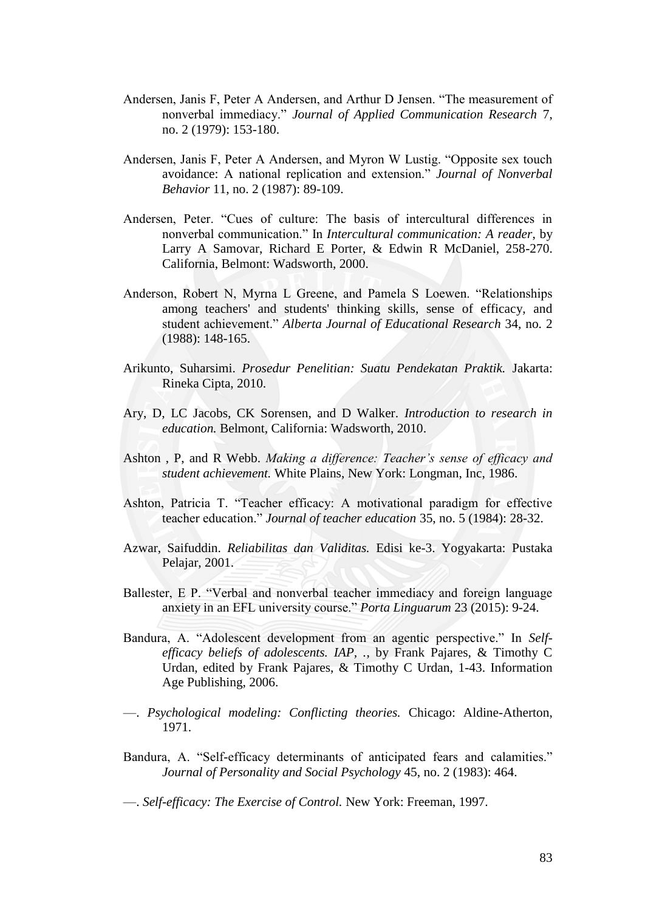Andersen, Janis F, Peter A Andersen, and Arthur D Jensen. "The measurement of nonverbal immediacy." *Journal of Applied Communication Research* 7, no. 2 (1979): 153-180.

Andersen, Janis F, Peter A Andersen, and Myron W Lustig. "Opposite sex touch avoidance: A national replication and extension." *Journal of Nonverbal Behavior* 11, no. 2 (1987): 89-109.

Andersen, Peter. "Cues of culture: The basis of intercultural differences in nonverbal communication." In *Intercultural communication: A reader*, by Larry A Samovar, Richard E Porter, & Edwin R McDaniel, 258-270. California, Belmont: Wadsworth, 2000.

Anderson, Robert N, Myrna L Greene, and Pamela S Loewen. "Relationships among teachers' and students' thinking skills, sense of efficacy, and student achievement." *Alberta Journal of Educational Research* 34, no. 2 (1988): 148-165.

Arikunto, Suharsimi. *Prosedur Penelitian: Suatu Pendekatan Praktik.* Jakarta: Rineka Cipta, 2010.

Ary, D, LC Jacobs, CK Sorensen, and D Walker. *Introduction to research in education.* Belmont, California: Wadsworth, 2010.

Ashton , P, and R Webb. *Making a difference: Teacher's sense of efficacy and student achievement.* White Plains, New York: Longman, Inc, 1986.

Ashton, Patricia T. "Teacher efficacy: A motivational paradigm for effective teacher education." *Journal of teacher education* 35, no. 5 (1984): 28-32.

Azwar, Saifuddin. *Reliabilitas dan Validitas.* Edisi ke-3. Yogyakarta: Pustaka Pelajar, 2001.

Ballester, E P. "Verbal and nonverbal teacher immediacy and foreign language anxiety in an EFL university course." *Porta Linguarum* 23 (2015): 9-24.

Bandura, A. "Adolescent development from an agentic perspective." In *Self-efficacy beliefs of adolescents. IAP*, ., by Frank Pajares, & Timothy C Urdan, edited by Frank Pajares, & Timothy C Urdan, 1-43. Information Age Publishing, 2006.

—. *Psychological modeling: Conflicting theories.* Chicago: Aldine-Atherton, 1971.

Bandura, A. "Self-efficacy determinants of anticipated fears and calamities." *Journal of Personality and Social Psychology* 45, no. 2 (1983): 464.

—. *Self-efficacy: The Exercise of Control.* New York: Freeman, 1997.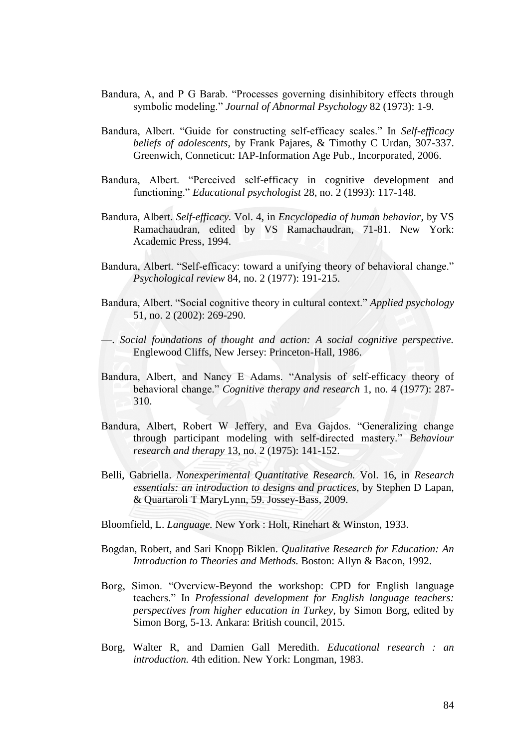Bandura, A, and P G Barab. "Processes governing disinhibitory effects through symbolic modeling." *Journal of Abnormal Psychology* 82 (1973): 1-9.

Bandura, Albert. "Guide for constructing self-efficacy scales." In *Self-efficacy beliefs of adolescents*, by Frank Pajares, & Timothy C Urdan, 307-337. Greenwich, Conneticut: IAP-Information Age Pub., Incorporated, 2006.

Bandura, Albert. "Perceived self-efficacy in cognitive development and functioning." *Educational psychologist* 28, no. 2 (1993): 117-148.

Bandura, Albert. *Self-efficacy.* Vol. 4, in *Encyclopedia of human behavior*, by VS Ramachaudran, edited by VS Ramachaudran, 71-81. New York: Academic Press, 1994.

Bandura, Albert. "Self-efficacy: toward a unifying theory of behavioral change." *Psychological review* 84, no. 2 (1977): 191-215.

Bandura, Albert. "Social cognitive theory in cultural context." *Applied psychology* 51, no. 2 (2002): 269-290.

—. *Social foundations of thought and action: A social cognitive perspective.* Englewood Cliffs, New Jersey: Princeton-Hall, 1986.

Bandura, Albert, and Nancy E Adams. "Analysis of self-efficacy theory of behavioral change." *Cognitive therapy and research* 1, no. 4 (1977): 287-310.

Bandura, Albert, Robert W Jeffery, and Eva Gajdos. "Generalizing change through participant modeling with self-directed mastery." *Behaviour research and therapy* 13, no. 2 (1975): 141-152.

Belli, Gabriella. *Nonexperimental Quantitative Research.* Vol. 16, in *Research essentials: an introduction to designs and practices*, by Stephen D Lapan, & Quartaroli T MaryLynn, 59. Jossey-Bass, 2009.

Bloomfield, L. *Language.* New York : Holt, Rinehart & Winston, 1933.

Bogdan, Robert, and Sari Knopp Biklen. *Qualitative Research for Education: An Introduction to Theories and Methods.* Boston: Allyn & Bacon, 1992.

Borg, Simon. "Overview-Beyond the workshop: CPD for English language teachers." In *Professional development for English language teachers: perspectives from higher education in Turkey*, by Simon Borg, edited by Simon Borg, 5-13. Ankara: British council, 2015.

Borg, Walter R, and Damien Gall Meredith. *Educational research : an introduction.* 4th edition. New York: Longman, 1983.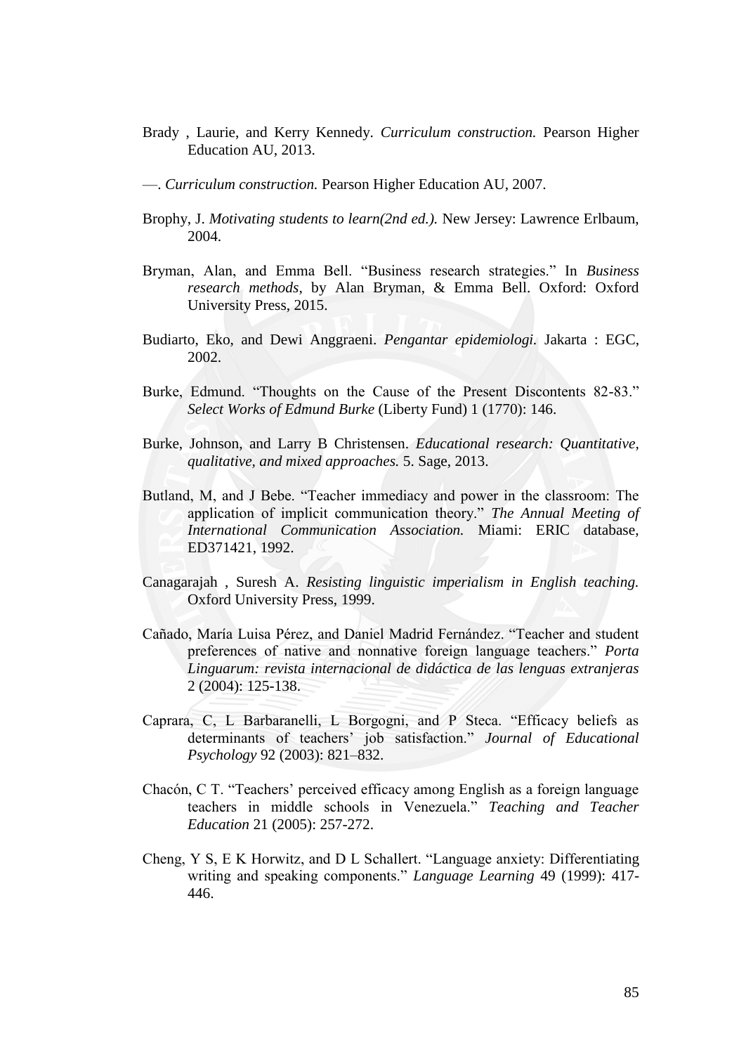Brady , Laurie, and Kerry Kennedy. *Curriculum construction.* Pearson Higher Education AU, 2013.

—. *Curriculum construction.* Pearson Higher Education AU, 2007.

Brophy, J. *Motivating students to learn(2nd ed.).* New Jersey: Lawrence Erlbaum, 2004.

Bryman, Alan, and Emma Bell. "Business research strategies." In *Business research methods*, by Alan Bryman, & Emma Bell. Oxford: Oxford University Press, 2015.

Budiarto, Eko, and Dewi Anggraeni. *Pengantar epidemiologi.* Jakarta : EGC, 2002.

Burke, Edmund. "Thoughts on the Cause of the Present Discontents 82-83." *Select Works of Edmund Burke* (Liberty Fund) 1 (1770): 146.

Burke, Johnson, and Larry B Christensen. *Educational research: Quantitative, qualitative, and mixed approaches.* 5. Sage, 2013.

Butland, M, and J Bebe. "Teacher immediacy and power in the classroom: The application of implicit communication theory." *The Annual Meeting of International Communication Association.* Miami: ERIC database, ED371421, 1992.

Canagarajah , Suresh A. *Resisting linguistic imperialism in English teaching.* Oxford University Press, 1999.

Cañado, María Luisa Pérez, and Daniel Madrid Fernández. "Teacher and student preferences of native and nonnative foreign language teachers." *Porta Linguarum: revista internacional de didáctica de las lenguas extranjeras* 2 (2004): 125-138.

Caprara, C, L Barbaranelli, L Borgogni, and P Steca. "Efficacy beliefs as determinants of teachers' job satisfaction." *Journal of Educational Psychology* 92 (2003): 821–832.

Chacón, C T. "Teachers' perceived efficacy among English as a foreign language teachers in middle schools in Venezuela." *Teaching and Teacher Education* 21 (2005): 257-272.

Cheng, Y S, E K Horwitz, and D L Schallert. "Language anxiety: Differentiating writing and speaking components." *Language Learning* 49 (1999): 417-446.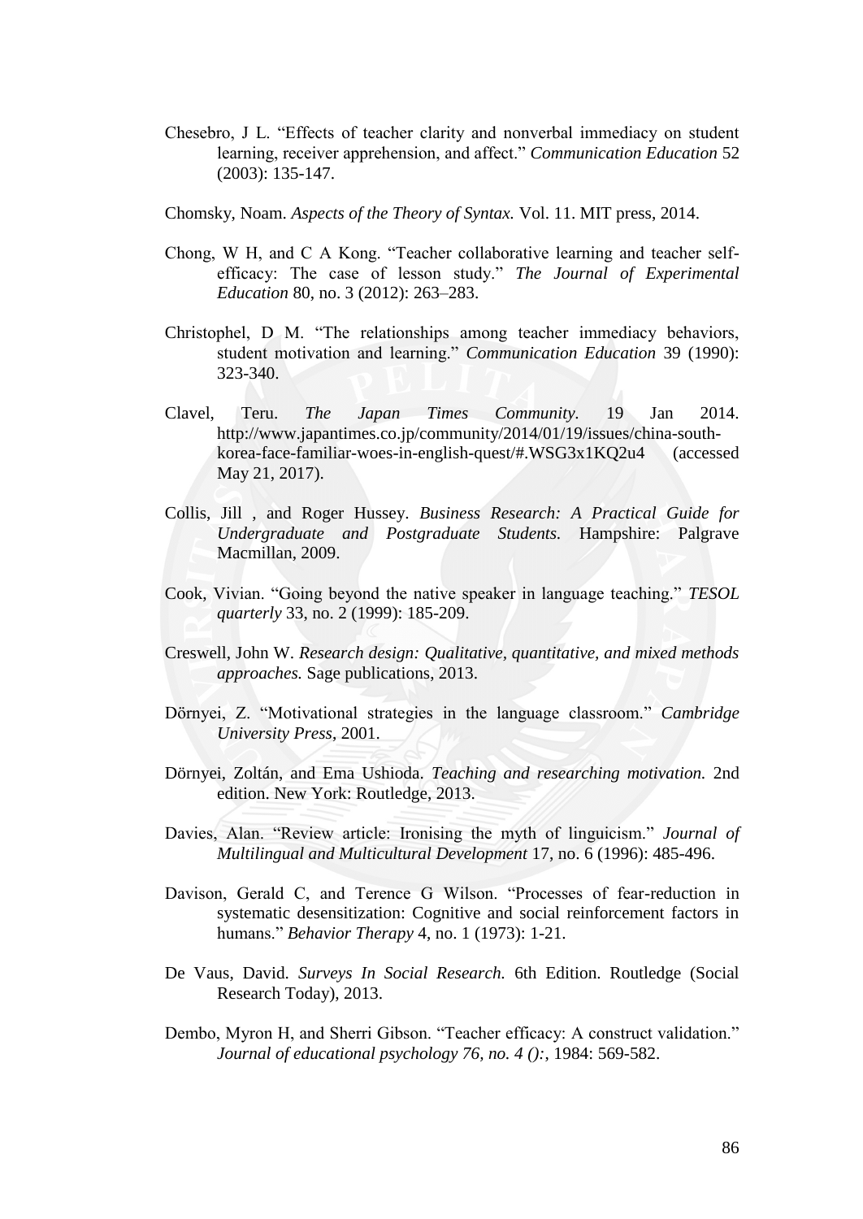Chesebro, J L. "Effects of teacher clarity and nonverbal immediacy on student learning, receiver apprehension, and affect." *Communication Education* 52 (2003): 135-147.

Chomsky, Noam. *Aspects of the Theory of Syntax.* Vol. 11. MIT press, 2014.

Chong, W H, and C A Kong. "Teacher collaborative learning and teacher self-efficacy: The case of lesson study." *The Journal of Experimental Education* 80, no. 3 (2012): 263–283.

Christophel, D M. "The relationships among teacher immediacy behaviors, student motivation and learning." *Communication Education* 39 (1990): 323-340.

Clavel, Teru. *The Japan Times Community.* 19 Jan 2014. http://www.japantimes.co.jp/community/2014/01/19/issues/china-south-korea-face-familiar-woes-in-english-quest/#.WSG3x1KQ2u4 (accessed May 21, 2017).

Collis, Jill , and Roger Hussey. *Business Research: A Practical Guide for Undergraduate and Postgraduate Students.* Hampshire: Palgrave Macmillan, 2009.

Cook, Vivian. "Going beyond the native speaker in language teaching." *TESOL quarterly* 33, no. 2 (1999): 185-209.

Creswell, John W. *Research design: Qualitative, quantitative, and mixed methods approaches.* Sage publications, 2013.

Dörnyei, Z. "Motivational strategies in the language classroom." *Cambridge University Press*, 2001.

Dörnyei, Zoltán, and Ema Ushioda. *Teaching and researching motivation.* 2nd edition. New York: Routledge, 2013.

Davies, Alan. "Review article: Ironising the myth of linguicism." *Journal of Multilingual and Multicultural Development* 17, no. 6 (1996): 485-496.

Davison, Gerald C, and Terence G Wilson. "Processes of fear-reduction in systematic desensitization: Cognitive and social reinforcement factors in humans." *Behavior Therapy* 4, no. 1 (1973): 1-21.

De Vaus, David. *Surveys In Social Research.* 6th Edition. Routledge (Social Research Today), 2013.

Dembo, Myron H, and Sherri Gibson. "Teacher efficacy: A construct validation." *Journal of educational psychology 76, no. 4 ():*, 1984: 569-582.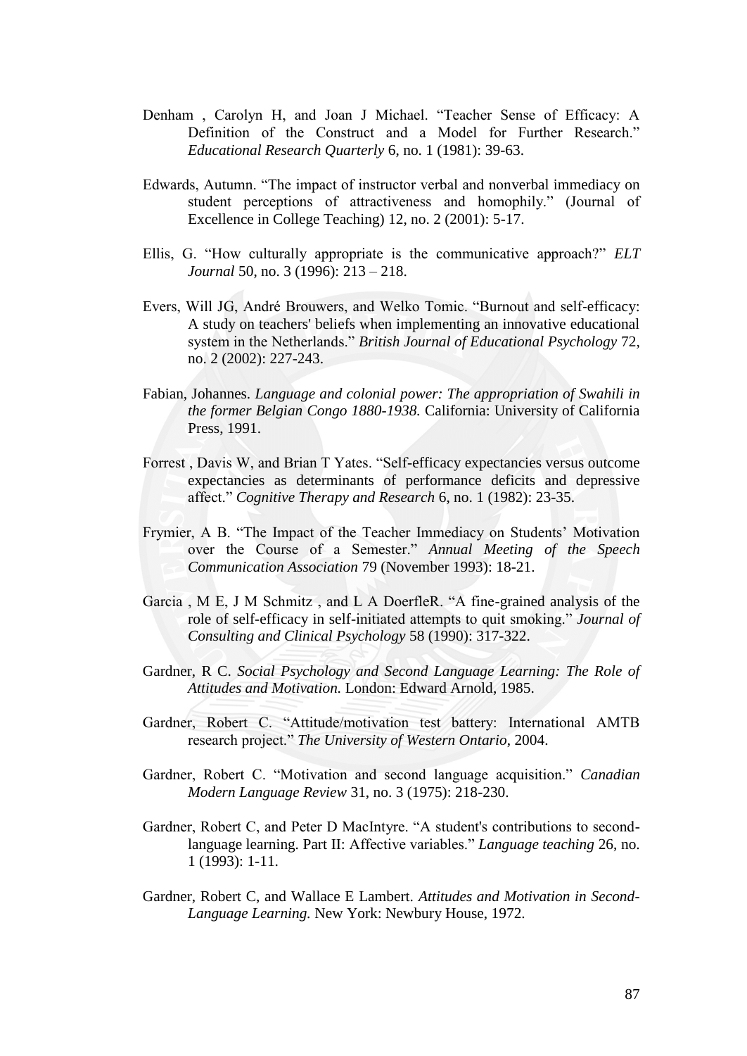Denham , Carolyn H, and Joan J Michael. "Teacher Sense of Efficacy: A Definition of the Construct and a Model for Further Research." *Educational Research Quarterly* 6, no. 1 (1981): 39-63.

Edwards, Autumn. "The impact of instructor verbal and nonverbal immediacy on student perceptions of attractiveness and homophily." (Journal of Excellence in College Teaching) 12, no. 2 (2001): 5-17.

Ellis, G. "How culturally appropriate is the communicative approach?" *ELT Journal* 50, no. 3 (1996): 213 – 218.

Evers, Will JG, André Brouwers, and Welko Tomic. "Burnout and self-efficacy: A study on teachers' beliefs when implementing an innovative educational system in the Netherlands." *British Journal of Educational Psychology* 72, no. 2 (2002): 227-243.

Fabian, Johannes. *Language and colonial power: The appropriation of Swahili in the former Belgian Congo 1880-1938.* California: University of California Press, 1991.

Forrest , Davis W, and Brian T Yates. "Self-efficacy expectancies versus outcome expectancies as determinants of performance deficits and depressive affect." *Cognitive Therapy and Research* 6, no. 1 (1982): 23-35.

Frymier, A B. "The Impact of the Teacher Immediacy on Students' Motivation over the Course of a Semester." *Annual Meeting of the Speech Communication Association* 79 (November 1993): 18-21.

Garcia , M E, J M Schmitz , and L A DoerfleR. "A fine-grained analysis of the role of self-efficacy in self-initiated attempts to quit smoking." *Journal of Consulting and Clinical Psychology* 58 (1990): 317-322.

Gardner, R C. *Social Psychology and Second Language Learning: The Role of Attitudes and Motivation.* London: Edward Arnold, 1985.

Gardner, Robert C. "Attitude/motivation test battery: International AMTB research project." *The University of Western Ontario*, 2004.

Gardner, Robert C. "Motivation and second language acquisition." *Canadian Modern Language Review* 31, no. 3 (1975): 218-230.

Gardner, Robert C, and Peter D MacIntyre. "A student's contributions to second-language learning. Part II: Affective variables." *Language teaching* 26, no. 1 (1993): 1-11.

Gardner, Robert C, and Wallace E Lambert. *Attitudes and Motivation in Second-Language Learning.* New York: Newbury House, 1972.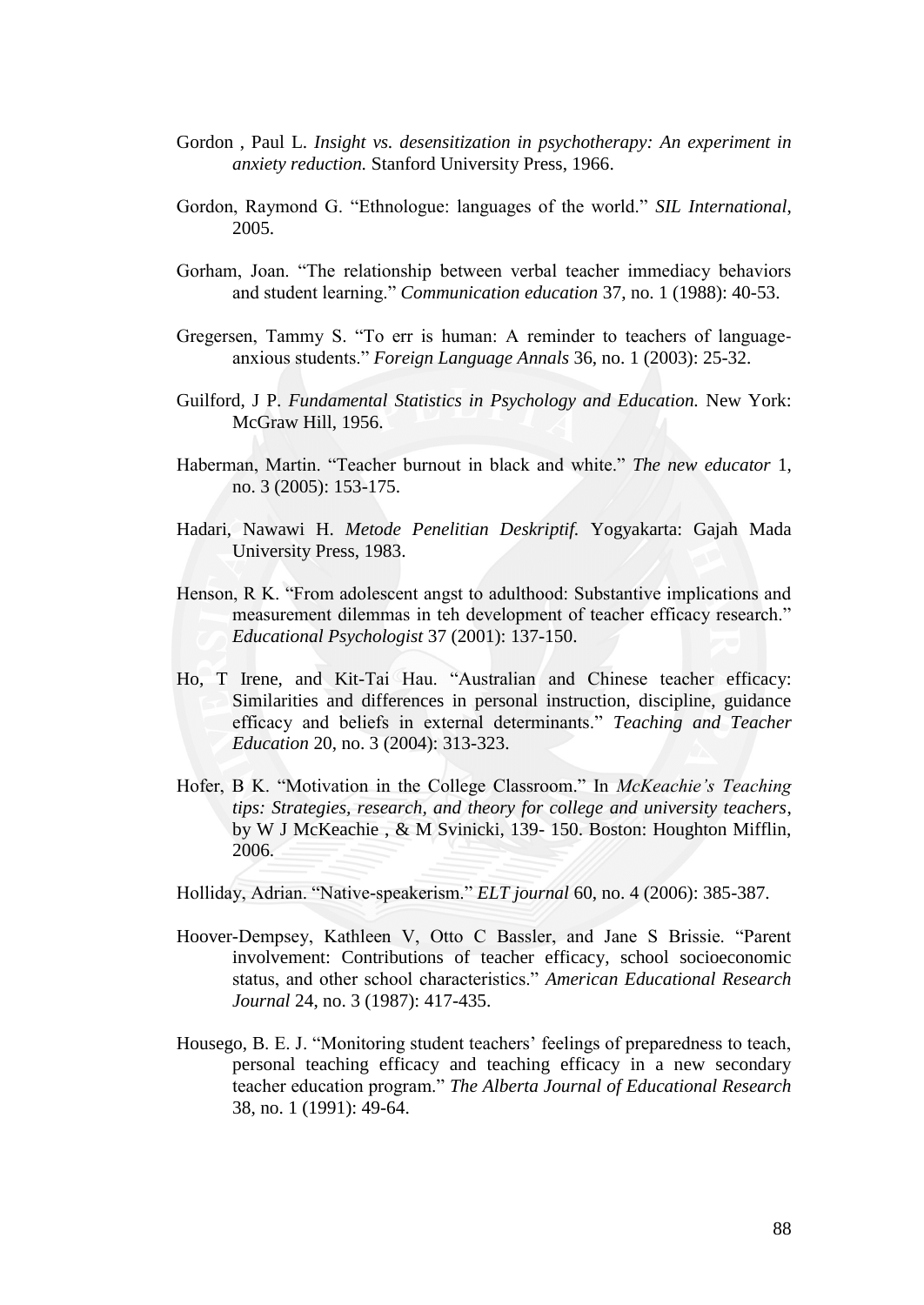Gordon , Paul L. *Insight vs. desensitization in psychotherapy: An experiment in anxiety reduction.* Stanford University Press, 1966.

Gordon, Raymond G. "Ethnologue: languages of the world." *SIL International*, 2005.

Gorham, Joan. "The relationship between verbal teacher immediacy behaviors and student learning." *Communication education* 37, no. 1 (1988): 40-53.

Gregersen, Tammy S. "To err is human: A reminder to teachers of language-anxious students." *Foreign Language Annals* 36, no. 1 (2003): 25-32.

Guilford, J P. *Fundamental Statistics in Psychology and Education.* New York: McGraw Hill, 1956.

Haberman, Martin. "Teacher burnout in black and white." *The new educator* 1, no. 3 (2005): 153-175.

Hadari, Nawawi H. *Metode Penelitian Deskriptif.* Yogyakarta: Gajah Mada University Press, 1983.

Henson, R K. "From adolescent angst to adulthood: Substantive implications and measurement dilemmas in teh development of teacher efficacy research." *Educational Psychologist* 37 (2001): 137-150.

Ho, T Irene, and Kit-Tai Hau. "Australian and Chinese teacher efficacy: Similarities and differences in personal instruction, discipline, guidance efficacy and beliefs in external determinants." *Teaching and Teacher Education* 20, no. 3 (2004): 313-323.

Hofer, B K. "Motivation in the College Classroom." In *McKeachie's Teaching tips: Strategies, research, and theory for college and university teachers*, by W J McKeachie , & M Svinicki, 139- 150. Boston: Houghton Mifflin, 2006.

Holliday, Adrian. "Native-speakerism." *ELT journal* 60, no. 4 (2006): 385-387.

Hoover-Dempsey, Kathleen V, Otto C Bassler, and Jane S Brissie. "Parent involvement: Contributions of teacher efficacy, school socioeconomic status, and other school characteristics." *American Educational Research Journal* 24, no. 3 (1987): 417-435.

Housego, B. E. J. "Monitoring student teachers' feelings of preparedness to teach, personal teaching efficacy and teaching efficacy in a new secondary teacher education program." *The Alberta Journal of Educational Research* 38, no. 1 (1991): 49-64.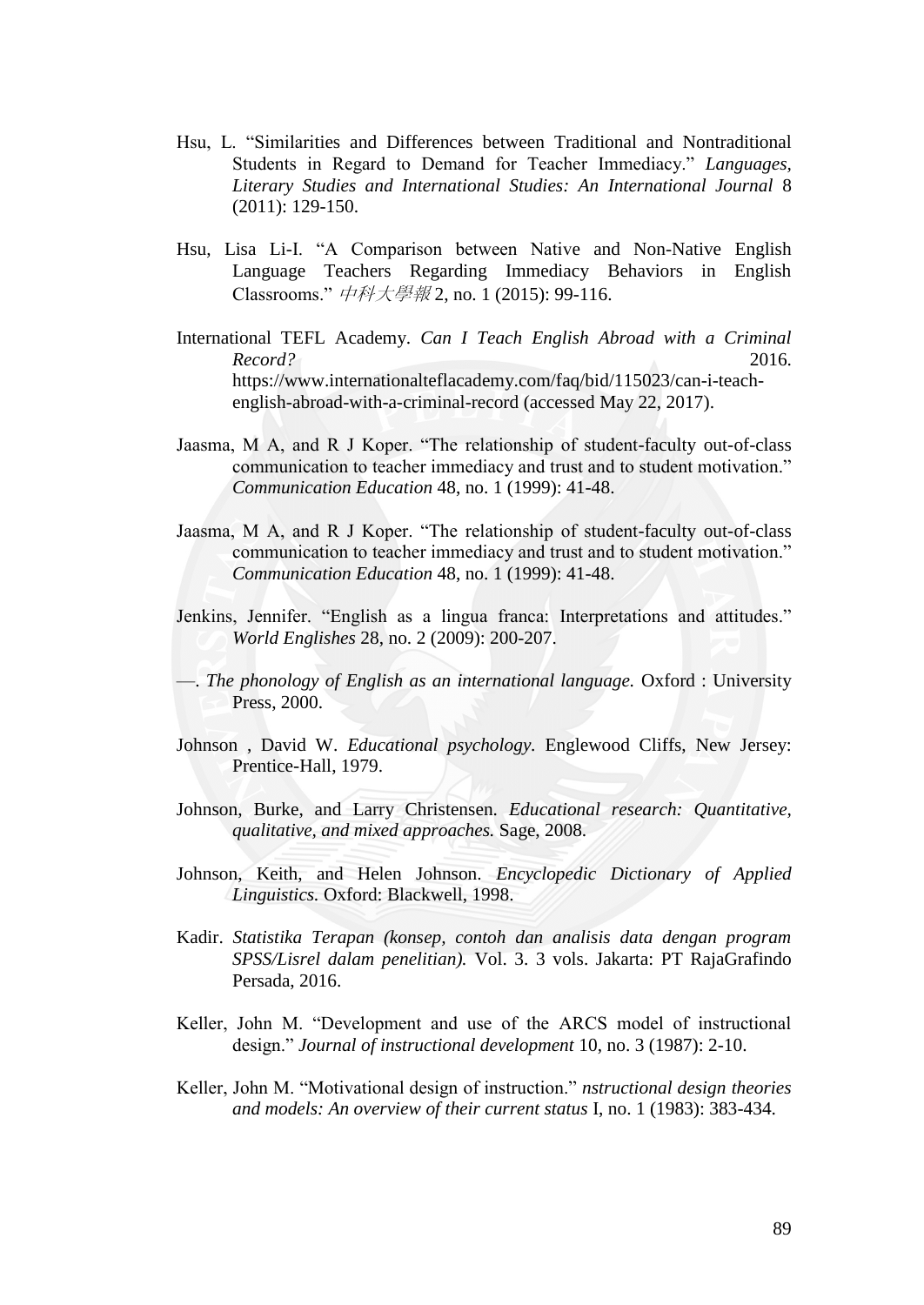Hsu, L. "Similarities and Differences between Traditional and Nontraditional Students in Regard to Demand for Teacher Immediacy." *Languages, Literary Studies and International Studies: An International Journal* 8 (2011): 129-150.

Hsu, Lisa Li-I. "A Comparison between Native and Non-Native English Language Teachers Regarding Immediacy Behaviors in English Classrooms." *中科大學報* 2, no. 1 (2015): 99-116.

International TEFL Academy. *Can I Teach English Abroad with a Criminal Record?* 2016. https://www.internationalteflacademy.com/faq/bid/115023/can-i-teach-english-abroad-with-a-criminal-record (accessed May 22, 2017).

Jaasma, M A, and R J Koper. "The relationship of student-faculty out-of-class communication to teacher immediacy and trust and to student motivation." *Communication Education* 48, no. 1 (1999): 41-48.

Jaasma, M A, and R J Koper. "The relationship of student-faculty out-of-class communication to teacher immediacy and trust and to student motivation." *Communication Education* 48, no. 1 (1999): 41-48.

Jenkins, Jennifer. "English as a lingua franca: Interpretations and attitudes." *World Englishes* 28, no. 2 (2009): 200-207.

—. *The phonology of English as an international language.* Oxford : University Press, 2000.

Johnson , David W. *Educational psychology.* Englewood Cliffs, New Jersey: Prentice-Hall, 1979.

Johnson, Burke, and Larry Christensen. *Educational research: Quantitative, qualitative, and mixed approaches.* Sage, 2008.

Johnson, Keith, and Helen Johnson. *Encyclopedic Dictionary of Applied Linguistics.* Oxford: Blackwell, 1998.

Kadir. *Statistika Terapan (konsep, contoh dan analisis data dengan program SPSS/Lisrel dalam penelitian).* Vol. 3. 3 vols. Jakarta: PT RajaGrafindo Persada, 2016.

Keller, John M. "Development and use of the ARCS model of instructional design." *Journal of instructional development* 10, no. 3 (1987): 2-10.

Keller, John M. "Motivational design of instruction." *nstructional design theories and models: An overview of their current status* I, no. 1 (1983): 383-434.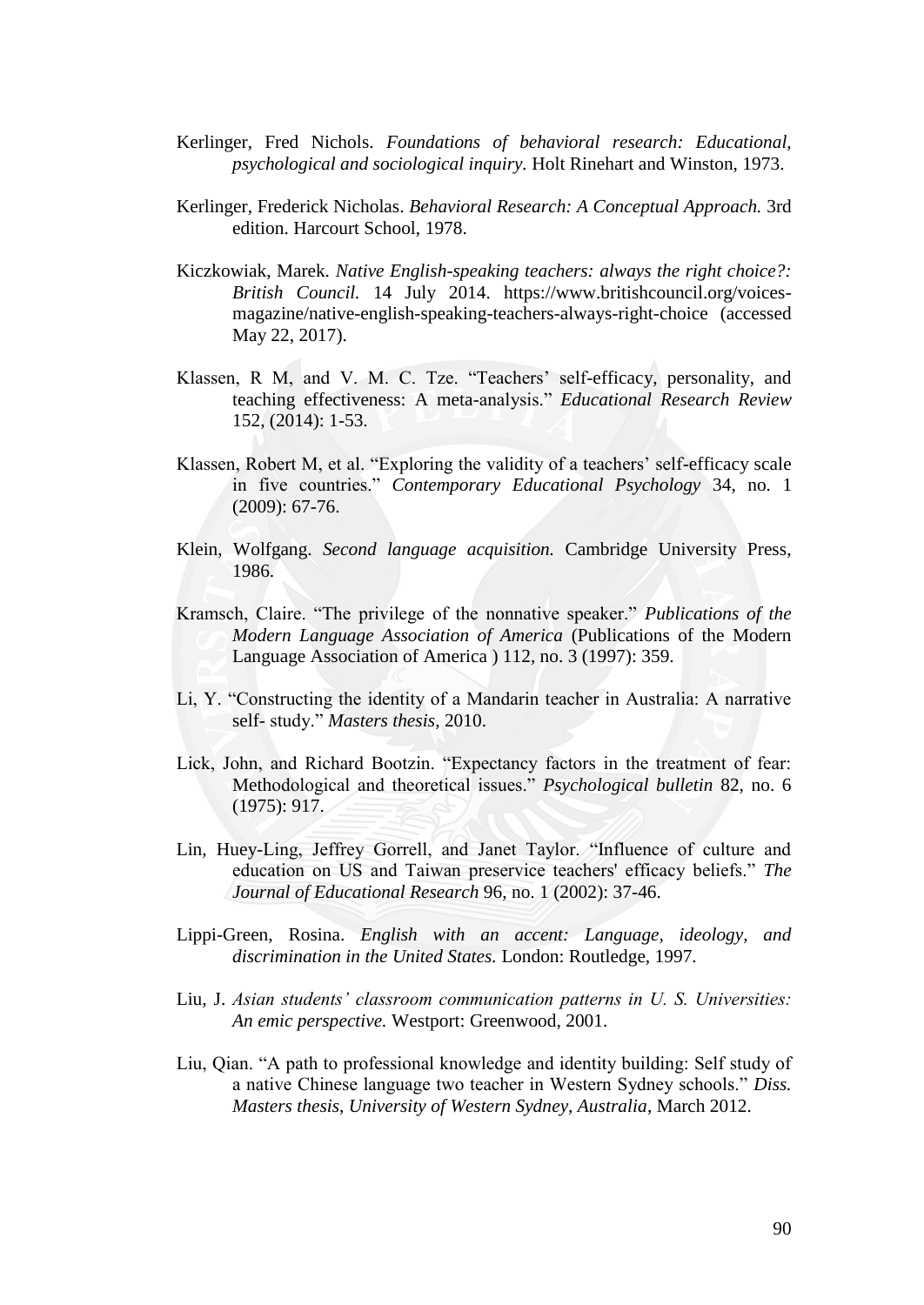Kerlinger, Fred Nichols. *Foundations of behavioral research: Educational, psychological and sociological inquiry.* Holt Rinehart and Winston, 1973.

Kerlinger, Frederick Nicholas. *Behavioral Research: A Conceptual Approach.* 3rd edition. Harcourt School, 1978.

Kiczkowiak, Marek. *Native English-speaking teachers: always the right choice?: British Council.* 14 July 2014. https://www.britishcouncil.org/voices-magazine/native-english-speaking-teachers-always-right-choice (accessed May 22, 2017).

Klassen, R M, and V. M. C. Tze. "Teachers' self-efficacy, personality, and teaching effectiveness: A meta-analysis." *Educational Research Review* 152, (2014): 1-53.

Klassen, Robert M, et al. "Exploring the validity of a teachers' self-efficacy scale in five countries." *Contemporary Educational Psychology* 34, no. 1 (2009): 67-76.

Klein, Wolfgang. *Second language acquisition.* Cambridge University Press, 1986.

Kramsch, Claire. "The privilege of the nonnative speaker." *Publications of the Modern Language Association of America* (Publications of the Modern Language Association of America ) 112, no. 3 (1997): 359.

Li, Y. "Constructing the identity of a Mandarin teacher in Australia: A narrative self- study." *Masters thesis*, 2010.

Lick, John, and Richard Bootzin. "Expectancy factors in the treatment of fear: Methodological and theoretical issues." *Psychological bulletin* 82, no. 6 (1975): 917.

Lin, Huey-Ling, Jeffrey Gorrell, and Janet Taylor. "Influence of culture and education on US and Taiwan preservice teachers' efficacy beliefs." *The Journal of Educational Research* 96, no. 1 (2002): 37-46.

Lippi-Green, Rosina. *English with an accent: Language, ideology, and discrimination in the United States.* London: Routledge, 1997.

Liu, J. *Asian students' classroom communication patterns in U. S. Universities: An emic perspective.* Westport: Greenwood, 2001.

Liu, Qian. "A path to professional knowledge and identity building: Self study of a native Chinese language two teacher in Western Sydney schools." *Diss. Masters thesis, University of Western Sydney, Australia*, March 2012.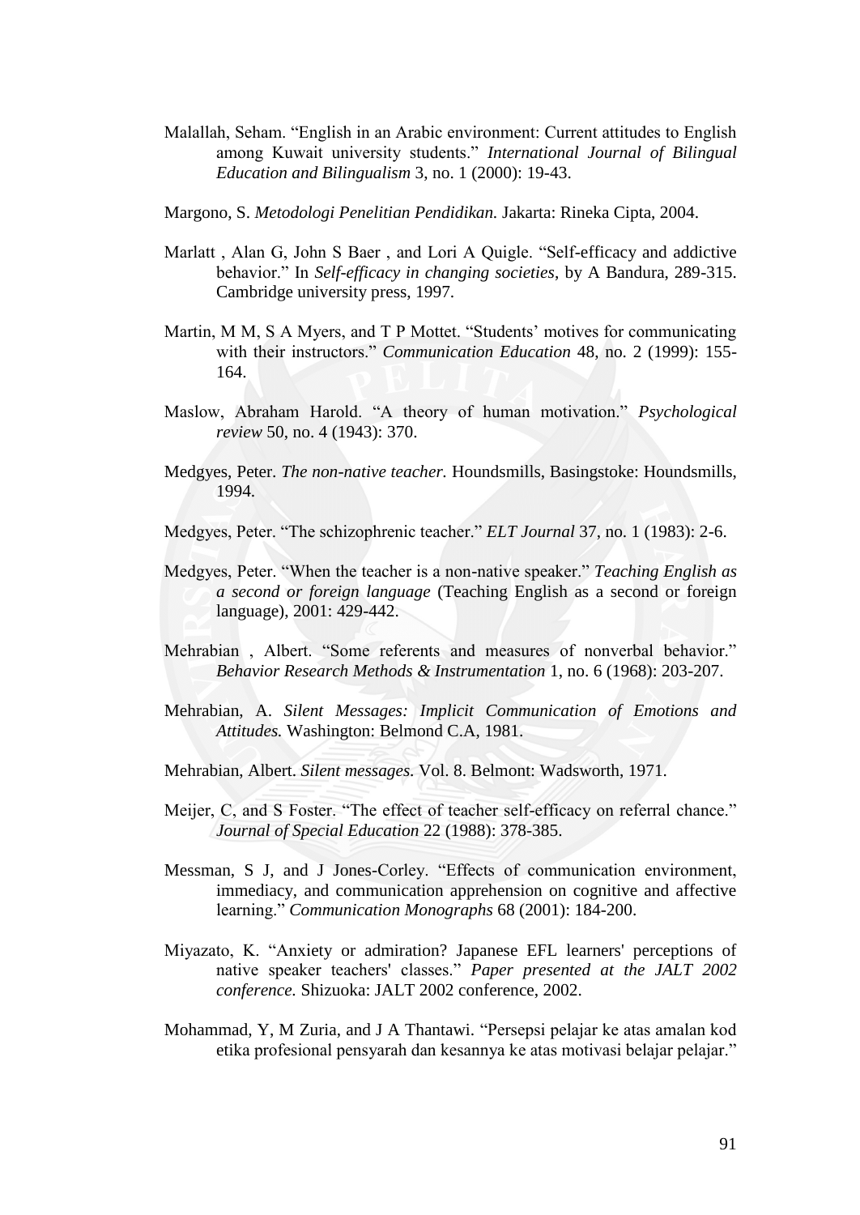Malallah, Seham. "English in an Arabic environment: Current attitudes to English among Kuwait university students." *International Journal of Bilingual Education and Bilingualism* 3, no. 1 (2000): 19-43.

Margono, S. *Metodologi Penelitian Pendidikan.* Jakarta: Rineka Cipta, 2004.

Marlatt , Alan G, John S Baer , and Lori A Quigle. "Self-efficacy and addictive behavior." In *Self-efficacy in changing societies*, by A Bandura, 289-315. Cambridge university press, 1997.

Martin, M M, S A Myers, and T P Mottet. "Students' motives for communicating with their instructors." *Communication Education* 48, no. 2 (1999): 155-164.

Maslow, Abraham Harold. "A theory of human motivation." *Psychological review* 50, no. 4 (1943): 370.

Medgyes, Peter. *The non-native teacher.* Houndsmills, Basingstoke: Houndsmills, 1994.

Medgyes, Peter. "The schizophrenic teacher." *ELT Journal* 37, no. 1 (1983): 2-6.

Medgyes, Peter. "When the teacher is a non-native speaker." *Teaching English as a second or foreign language* (Teaching English as a second or foreign language), 2001: 429-442.

Mehrabian , Albert. "Some referents and measures of nonverbal behavior." *Behavior Research Methods & Instrumentation* 1, no. 6 (1968): 203-207.

Mehrabian, A. *Silent Messages: Implicit Communication of Emotions and Attitudes.* Washington: Belmond C.A, 1981.

Mehrabian, Albert. *Silent messages.* Vol. 8. Belmont: Wadsworth, 1971.

Meijer, C, and S Foster. "The effect of teacher self-efficacy on referral chance." *Journal of Special Education* 22 (1988): 378-385.

Messman, S J, and J Jones-Corley. "Effects of communication environment, immediacy, and communication apprehension on cognitive and affective learning." *Communication Monographs* 68 (2001): 184-200.

Miyazato, K. "Anxiety or admiration? Japanese EFL learners' perceptions of native speaker teachers' classes." *Paper presented at the JALT 2002 conference.* Shizuoka: JALT 2002 conference, 2002.

Mohammad, Y, M Zuria, and J A Thantawi. "Persepsi pelajar ke atas amalan kod etika profesional pensyarah dan kesannya ke atas motivasi belajar pelajar."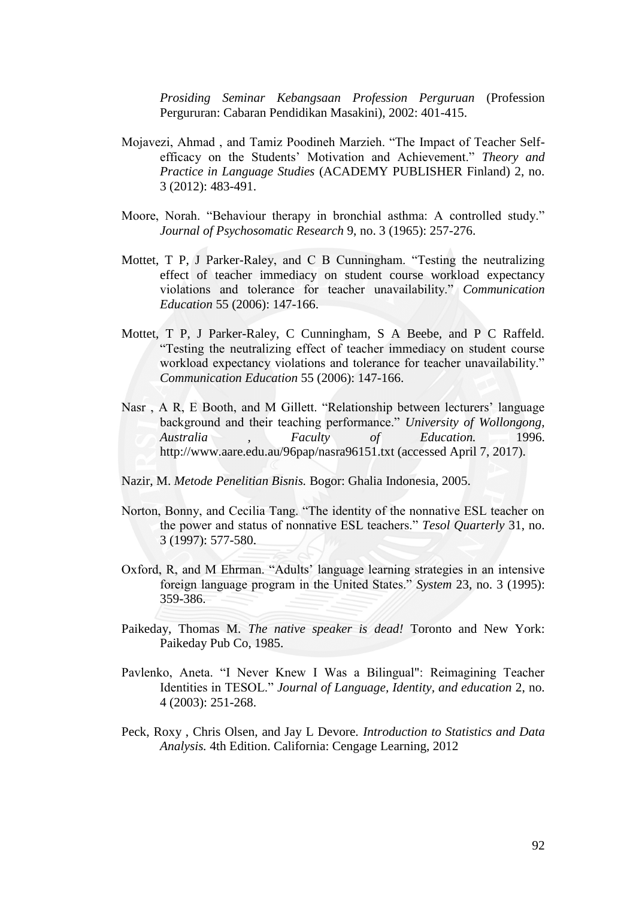*Prosiding Seminar Kebangsaan Profession Perguruan* (Profession Pergururan: Cabaran Pendidikan Masakini), 2002: 401-415.

Mojavezi, Ahmad , and Tamiz Poodineh Marzieh. "The Impact of Teacher Self-efficacy on the Students' Motivation and Achievement." *Theory and Practice in Language Studies* (ACADEMY PUBLISHER Finland) 2, no. 3 (2012): 483-491.

Moore, Norah. "Behaviour therapy in bronchial asthma: A controlled study." *Journal of Psychosomatic Research* 9, no. 3 (1965): 257-276.

Mottet, T P, J Parker-Raley, and C B Cunningham. "Testing the neutralizing effect of teacher immediacy on student course workload expectancy violations and tolerance for teacher unavailability." *Communication Education* 55 (2006): 147-166.

Mottet, T P, J Parker-Raley, C Cunningham, S A Beebe, and P C Raffeld. "Testing the neutralizing effect of teacher immediacy on student course workload expectancy violations and tolerance for teacher unavailability." *Communication Education* 55 (2006): 147-166.

Nasr , A R, E Booth, and M Gillett. "Relationship between lecturers' language background and their teaching performance." *University of Wollongong, Australia , Faculty of Education.* 1996. http://www.aare.edu.au/96pap/nasra96151.txt (accessed April 7, 2017).

Nazir, M. *Metode Penelitian Bisnis.* Bogor: Ghalia Indonesia, 2005.

Norton, Bonny, and Cecilia Tang. "The identity of the nonnative ESL teacher on the power and status of nonnative ESL teachers." *Tesol Quarterly* 31, no. 3 (1997): 577-580.

Oxford, R, and M Ehrman. "Adults' language learning strategies in an intensive foreign language program in the United States." *System* 23, no. 3 (1995): 359-386.

Paikeday, Thomas M. *The native speaker is dead!* Toronto and New York: Paikeday Pub Co, 1985.

Pavlenko, Aneta. "I Never Knew I Was a Bilingual": Reimagining Teacher Identities in TESOL." *Journal of Language, Identity, and education* 2, no. 4 (2003): 251-268.

Peck, Roxy , Chris Olsen, and Jay L Devore. *Introduction to Statistics and Data Analysis.* 4th Edition. California: Cengage Learning, 2012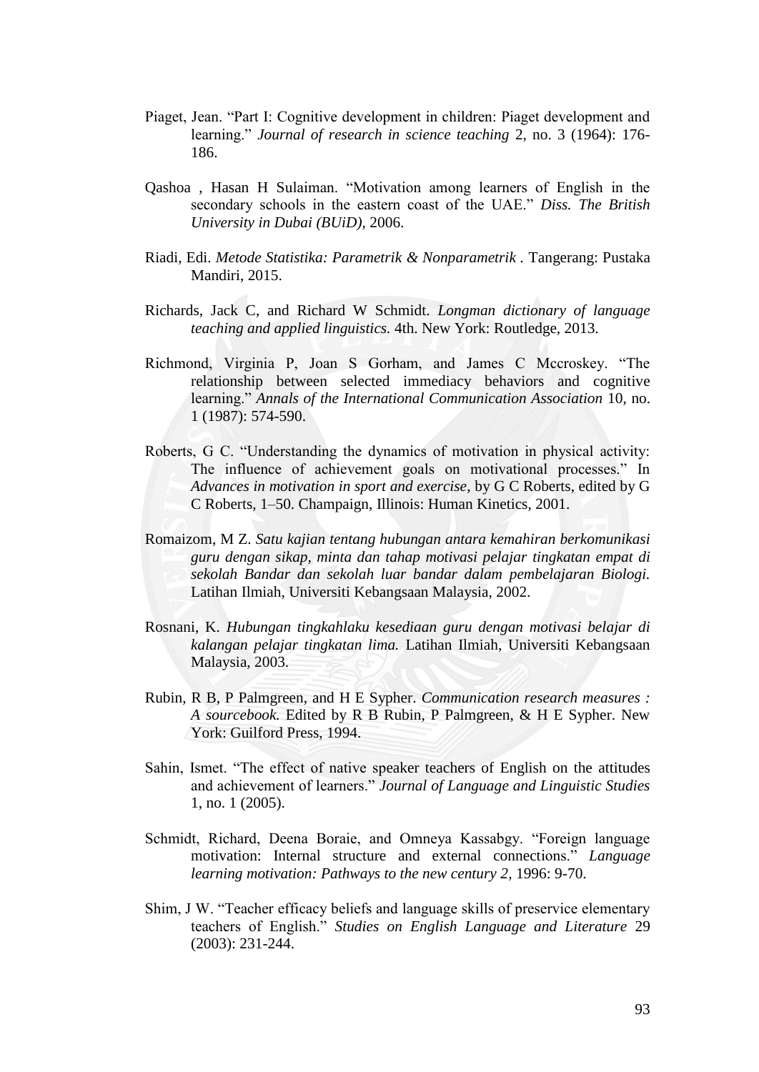Piaget, Jean. "Part I: Cognitive development in children: Piaget development and learning." *Journal of research in science teaching* 2, no. 3 (1964): 176-186.

Qashoa , Hasan H Sulaiman. "Motivation among learners of English in the secondary schools in the eastern coast of the UAE." *Diss. The British University in Dubai (BUiD)*, 2006.

Riadi, Edi. *Metode Statistika: Parametrik & Nonparametrik* . Tangerang: Pustaka Mandiri, 2015.

Richards, Jack C, and Richard W Schmidt. *Longman dictionary of language teaching and applied linguistics.* 4th. New York: Routledge, 2013.

Richmond, Virginia P, Joan S Gorham, and James C Mccroskey. "The relationship between selected immediacy behaviors and cognitive learning." *Annals of the International Communication Association* 10, no. 1 (1987): 574-590.

Roberts, G C. "Understanding the dynamics of motivation in physical activity: The influence of achievement goals on motivational processes." In *Advances in motivation in sport and exercise*, by G C Roberts, edited by G C Roberts, 1–50. Champaign, Illinois: Human Kinetics, 2001.

Romaizom, M Z. *Satu kajian tentang hubungan antara kemahiran berkomunikasi guru dengan sikap, minta dan tahap motivasi pelajar tingkatan empat di sekolah Bandar dan sekolah luar bandar dalam pembelajaran Biologi.* Latihan Ilmiah, Universiti Kebangsaan Malaysia, 2002.

Rosnani, K. *Hubungan tingkahlaku kesediaan guru dengan motivasi belajar di kalangan pelajar tingkatan lima.* Latihan Ilmiah, Universiti Kebangsaan Malaysia, 2003.

Rubin, R B, P Palmgreen, and H E Sypher. *Communication research measures : A sourcebook.* Edited by R B Rubin, P Palmgreen, & H E Sypher. New York: Guilford Press, 1994.

Sahin, Ismet. "The effect of native speaker teachers of English on the attitudes and achievement of learners." *Journal of Language and Linguistic Studies* 1, no. 1 (2005).

Schmidt, Richard, Deena Boraie, and Omneya Kassabgy. "Foreign language motivation: Internal structure and external connections." *Language learning motivation: Pathways to the new century 2*, 1996: 9-70.

Shim, J W. "Teacher efficacy beliefs and language skills of preservice elementary teachers of English." *Studies on English Language and Literature* 29 (2003): 231-244.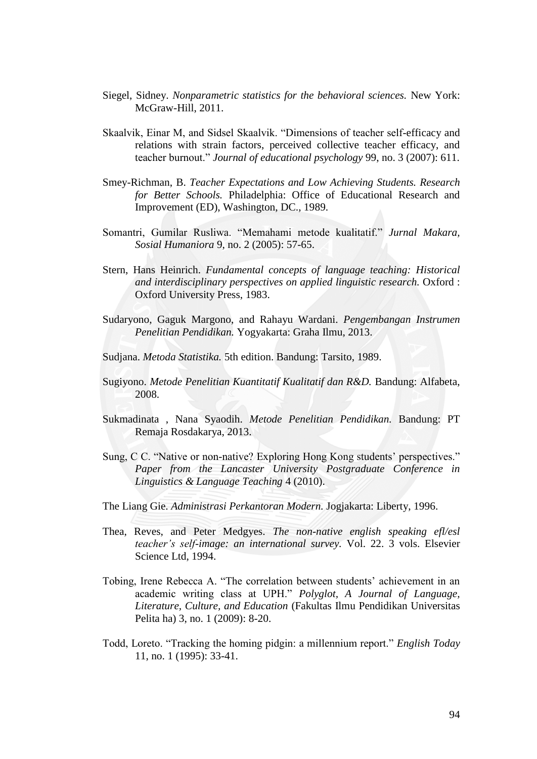Siegel, Sidney. *Nonparametric statistics for the behavioral sciences.* New York: McGraw-Hill, 2011.

Skaalvik, Einar M, and Sidsel Skaalvik. "Dimensions of teacher self-efficacy and relations with strain factors, perceived collective teacher efficacy, and teacher burnout." *Journal of educational psychology* 99, no. 3 (2007): 611.

Smey-Richman, B. *Teacher Expectations and Low Achieving Students. Research for Better Schools.* Philadelphia: Office of Educational Research and Improvement (ED), Washington, DC., 1989.

Somantri, Gumilar Rusliwa. "Memahami metode kualitatif." *Jurnal Makara, Sosial Humaniora* 9, no. 2 (2005): 57-65.

Stern, Hans Heinrich. *Fundamental concepts of language teaching: Historical and interdisciplinary perspectives on applied linguistic research.* Oxford : Oxford University Press, 1983.

Sudaryono, Gaguk Margono, and Rahayu Wardani. *Pengembangan Instrumen Penelitian Pendidikan.* Yogyakarta: Graha Ilmu, 2013.

Sudjana. *Metoda Statistika.* 5th edition. Bandung: Tarsito, 1989.

Sugiyono. *Metode Penelitian Kuantitatif Kualitatif dan R&D.* Bandung: Alfabeta, 2008.

Sukmadinata , Nana Syaodih. *Metode Penelitian Pendidikan.* Bandung: PT Remaja Rosdakarya, 2013.

Sung, C C. "Native or non-native? Exploring Hong Kong students' perspectives." *Paper from the Lancaster University Postgraduate Conference in Linguistics & Language Teaching* 4 (2010).

The Liang Gie. *Administrasi Perkantoran Modern.* Jogjakarta: Liberty, 1996.

Thea, Reves, and Peter Medgyes. *The non-native english speaking efl/esl teacher's self-image: an international survey.* Vol. 22. 3 vols. Elsevier Science Ltd, 1994.

Tobing, Irene Rebecca A. "The correlation between students' achievement in an academic writing class at UPH." *Polyglot, A Journal of Language, Literature, Culture, and Education* (Fakultas Ilmu Pendidikan Universitas Pelita ha) 3, no. 1 (2009): 8-20.

Todd, Loreto. "Tracking the homing pidgin: a millennium report." *English Today* 11, no. 1 (1995): 33-41.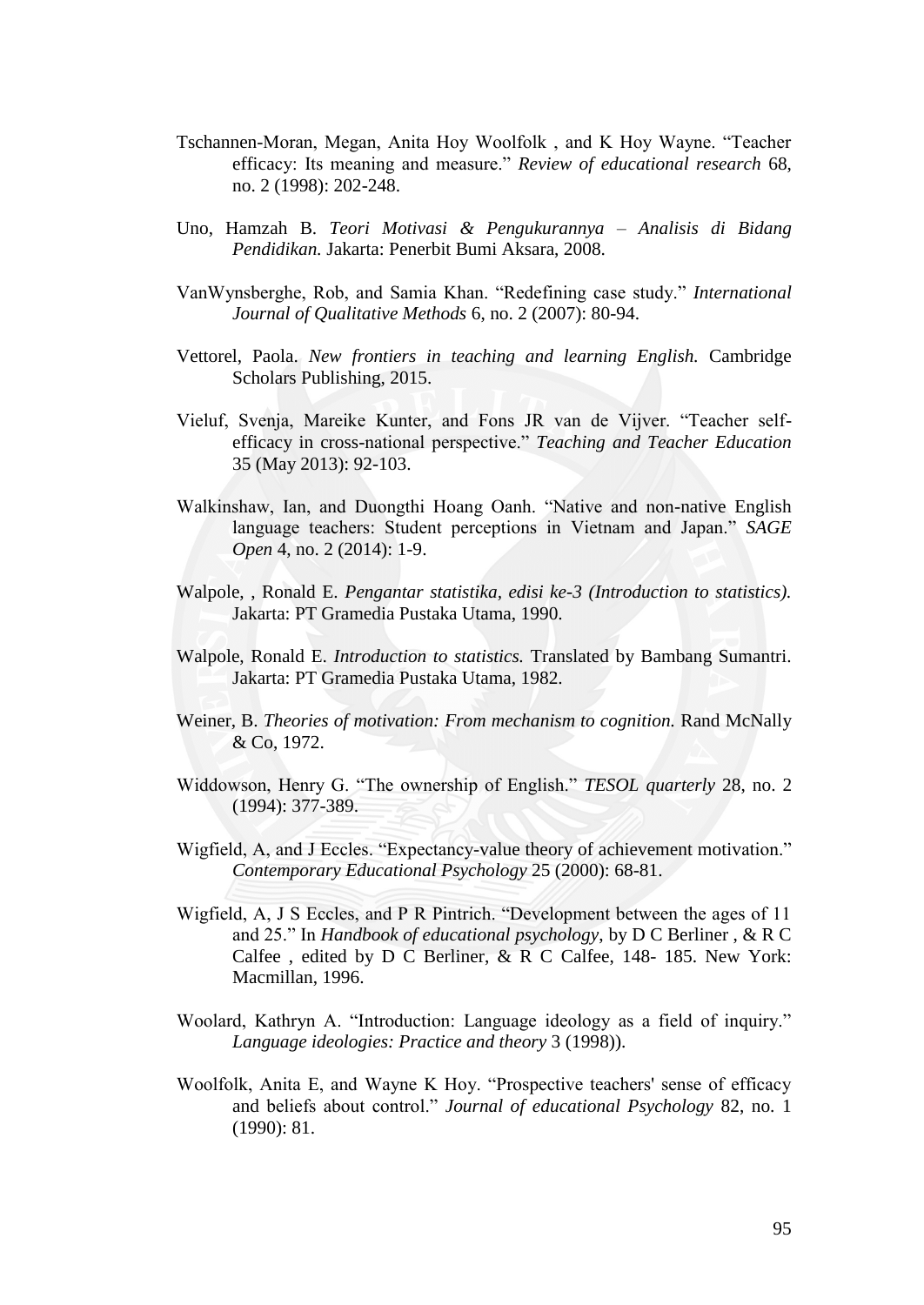Tschannen-Moran, Megan, Anita Hoy Woolfolk , and K Hoy Wayne. "Teacher efficacy: Its meaning and measure." *Review of educational research* 68, no. 2 (1998): 202-248.

Uno, Hamzah B. *Teori Motivasi & Pengukurannya – Analisis di Bidang Pendidikan.* Jakarta: Penerbit Bumi Aksara, 2008.

VanWynsberghe, Rob, and Samia Khan. "Redefining case study." *International Journal of Qualitative Methods* 6, no. 2 (2007): 80-94.

Vettorel, Paola. *New frontiers in teaching and learning English.* Cambridge Scholars Publishing, 2015.

Vieluf, Svenja, Mareike Kunter, and Fons JR van de Vijver. "Teacher self-efficacy in cross-national perspective." *Teaching and Teacher Education* 35 (May 2013): 92-103.

Walkinshaw, Ian, and Duongthi Hoang Oanh. "Native and non-native English language teachers: Student perceptions in Vietnam and Japan." *SAGE Open* 4, no. 2 (2014): 1-9.

Walpole, , Ronald E. *Pengantar statistika, edisi ke-3 (Introduction to statistics).* Jakarta: PT Gramedia Pustaka Utama, 1990.

Walpole, Ronald E. *Introduction to statistics.* Translated by Bambang Sumantri. Jakarta: PT Gramedia Pustaka Utama, 1982.

Weiner, B. *Theories of motivation: From mechanism to cognition.* Rand McNally & Co, 1972.

Widdowson, Henry G. "The ownership of English." *TESOL quarterly* 28, no. 2 (1994): 377-389.

Wigfield, A, and J Eccles. "Expectancy-value theory of achievement motivation." *Contemporary Educational Psychology* 25 (2000): 68-81.

Wigfield, A, J S Eccles, and P R Pintrich. "Development between the ages of 11 and 25." In *Handbook of educational psychology*, by D C Berliner , & R C Calfee , edited by D C Berliner, & R C Calfee, 148- 185. New York: Macmillan, 1996.

Woolard, Kathryn A. "Introduction: Language ideology as a field of inquiry." *Language ideologies: Practice and theory* 3 (1998)).

Woolfolk, Anita E, and Wayne K Hoy. "Prospective teachers' sense of efficacy and beliefs about control." *Journal of educational Psychology* 82, no. 1 (1990): 81.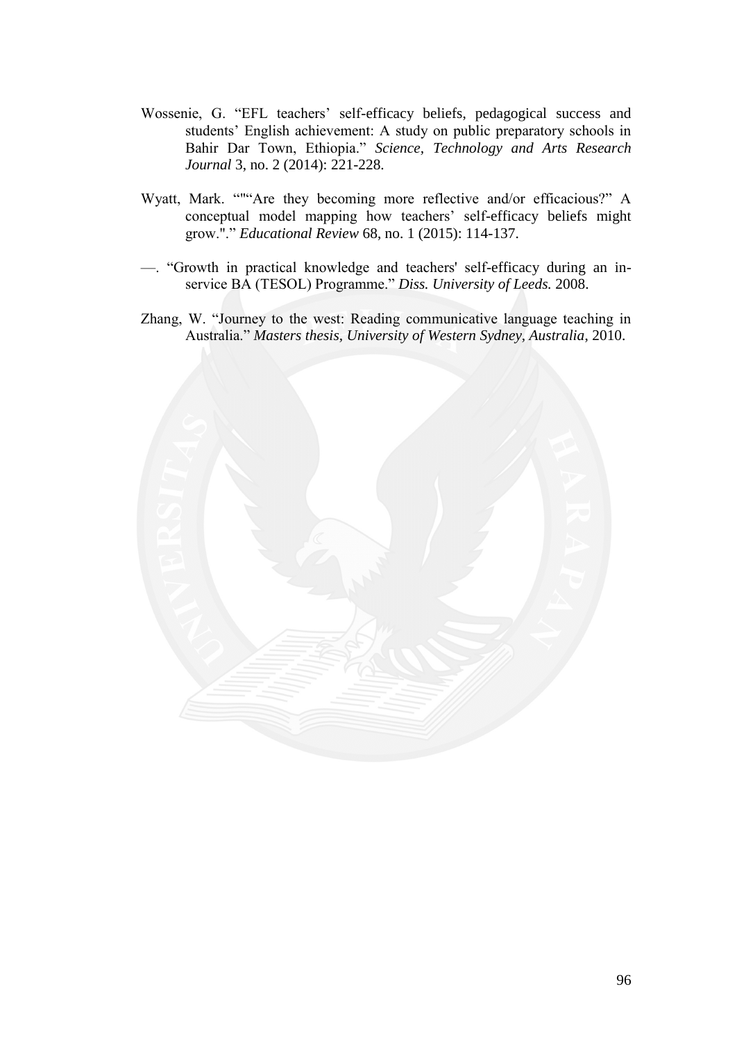Wossenie, G. "EFL teachers' self-efficacy beliefs, pedagogical success and students' English achievement: A study on public preparatory schools in Bahir Dar Town, Ethiopia." *Science, Technology and Arts Research Journal* 3, no. 2 (2014): 221-228.

Wyatt, Mark. ""“Are they becoming more reflective and/or efficacious?” A conceptual model mapping how teachers' self-efficacy beliefs might grow."." *Educational Review* 68, no. 1 (2015): 114-137.

—. "Growth in practical knowledge and teachers' self-efficacy during an in-service BA (TESOL) Programme." *Diss. University of Leeds.* 2008.

Zhang, W. "Journey to the west: Reading communicative language teaching in Australia." *Masters thesis, University of Western Sydney, Australia*, 2010.